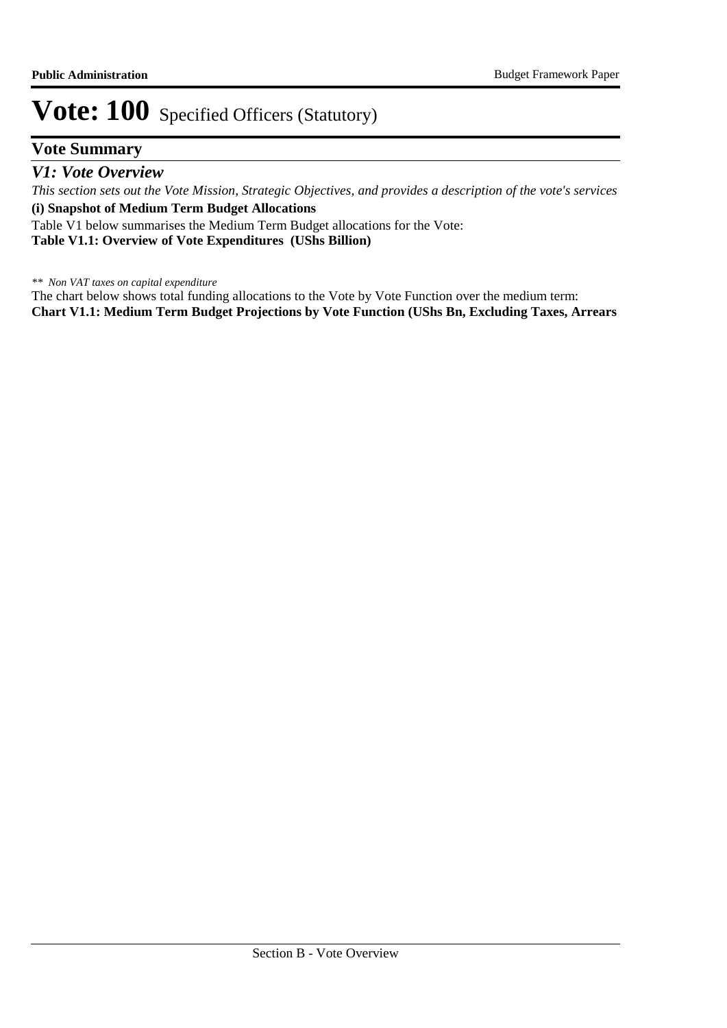# Vote: 100 Specified Officers (Statutory)

## Vote Summary

### *V1: Vote Overview*

*This section sets out the Vote Mission, Strategic Objectives, and provides a description of the vote's services*

**(i) Snapshot of Medium Term Budget Allocations**

Table V1 below summarises the Medium Term Budget allocations for the Vote:

**Table V1.1: Overview of Vote Expenditures (UShs Billion)**

*\*\* Non VAT taxes on capital expenditure*

The chart below shows total funding allocations to the Vote by Vote Function over the medium term:

**Chart V1.1: Medium Term Budget Projections by Vote Function (UShs Bn, Excluding Taxes, Arrears**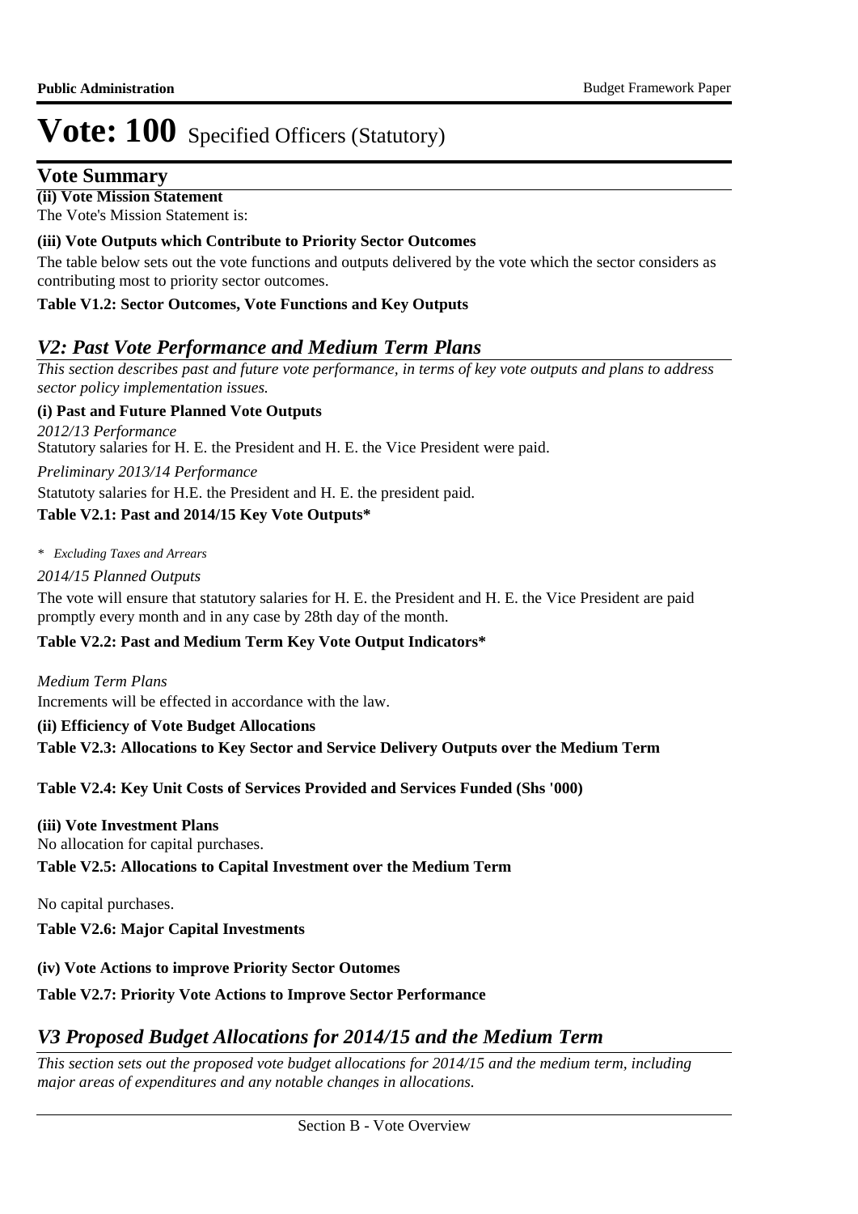# Vote: 100 Specified Officers (Statutory)

## Vote Summary

**(ii) Vote Mission Statement**

The Vote's Mission Statement is:

**(iii) Vote Outputs which Contribute to Priority Sector Outcomes**

The table below sets out the vote functions and outputs delivered by the vote which the sector considers as contributing most to priority sector outcomes.

**Table V1.2: Sector Outcomes, Vote Functions and Key Outputs**

## *V2: Past Vote Performance and Medium Term Plans*

*This section describes past and future vote performance, in terms of key vote outputs and plans to address sector policy implementation issues.*

**(i) Past and Future Planned Vote Outputs**

*2012/13 Performance*

Statutory salaries for H. E. the President and H. E. the Vice President were paid.

*Preliminary 2013/14 Performance*

Statutoty salaries for H.E. the President and H. E. the president paid.

**Table V2.1: Past and 2014/15 Key Vote Outputs***

*\* Excluding Taxes and Arrears*

*2014/15 Planned Outputs*

The vote will ensure that statutory salaries for H. E. the President and H. E. the Vice President are paid promptly every month and in any case by 28th day of the month.

**Table V2.2: Past and Medium Term Key Vote Output Indicators***

*Medium Term Plans*

Increments will be effected in accordance with the law.

**(ii) Efficiency of Vote Budget Allocations**

**Table V2.3: Allocations to Key Sector and Service Delivery Outputs over the Medium Term**

**Table V2.4: Key Unit Costs of Services Provided and Services Funded (Shs '000)**

**(iii) Vote Investment Plans**

No allocation for capital purchases.

**Table V2.5: Allocations to Capital Investment over the Medium Term**

No capital purchases.

**Table V2.6: Major Capital Investments**

**(iv) Vote Actions to improve Priority Sector Outomes**

**Table V2.7: Priority Vote Actions to Improve Sector Performance**

## *V3 Proposed Budget Allocations for 2014/15 and the Medium Term*

*This section sets out the proposed vote budget allocations for 2014/15 and the medium term, including major areas of expenditures and any notable changes in allocations.*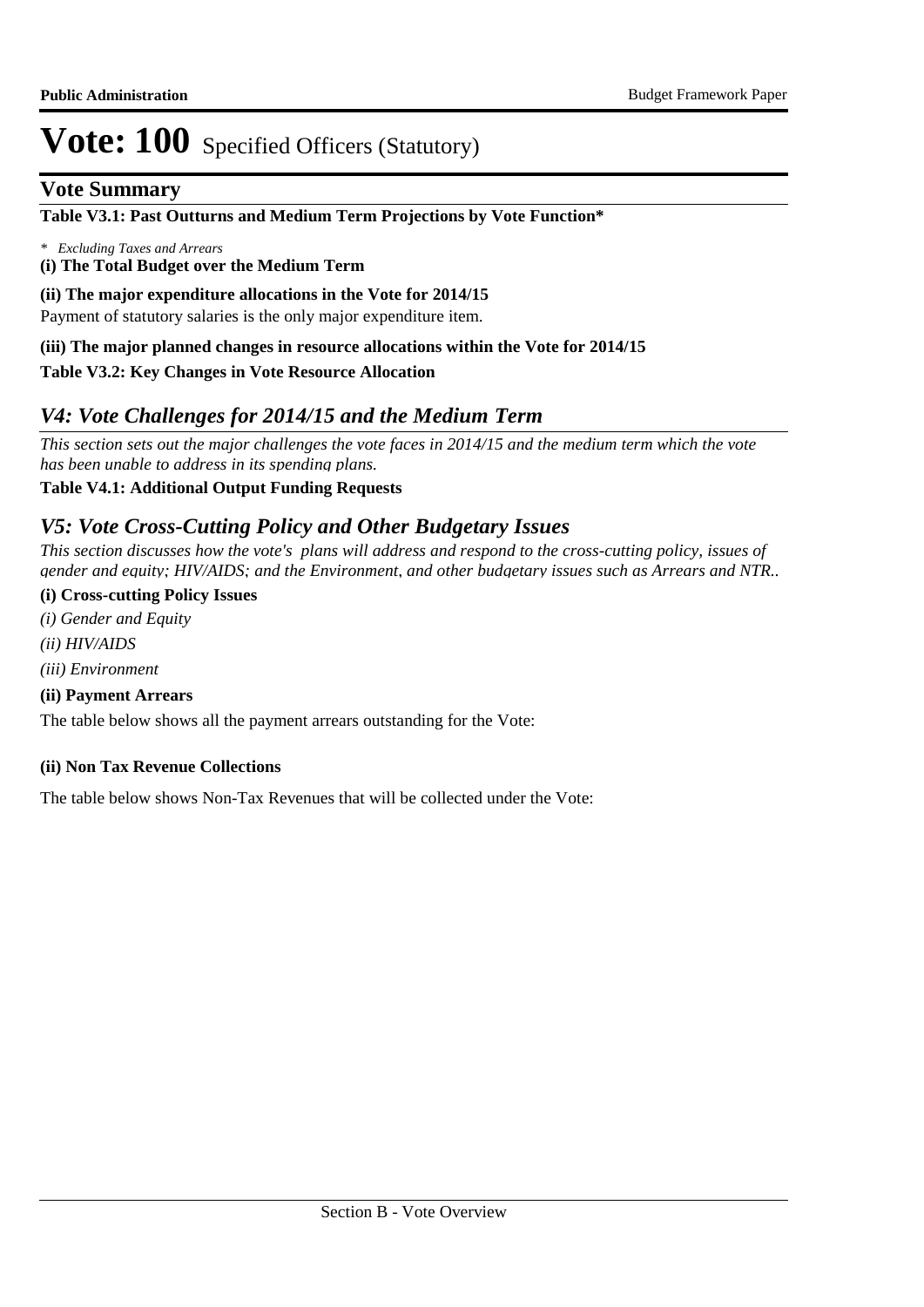# Vote: 100 Specified Officers (Statutory)

## Vote Summary

**Table V3.1: Past Outturns and Medium Term Projections by Vote Function***

*\* Excluding Taxes and Arrears*

**(i) The Total Budget over the Medium Term**

**(ii) The major expenditure allocations in the Vote for 2014/15**

Payment of statutory salaries is the only major expenditure item.

**(iii) The major planned changes in resource allocations within the Vote for 2014/15**

**Table V3.2: Key Changes in Vote Resource Allocation**

## *V4: Vote Challenges for 2014/15 and the Medium Term*

*This section sets out the major challenges the vote faces in 2014/15 and the medium term which the vote has been unable to address in its spending plans.*

**Table V4.1: Additional Output Funding Requests**

## *V5: Vote Cross-Cutting Policy and Other Budgetary Issues*

*This section discusses how the vote's plans will address and respond to the cross-cutting policy, issues of gender and equity; HIV/AIDS; and the Environment, and other budgetary issues such as Arrears and NTR..*

**(i) Cross-cutting Policy Issues**

*(i) Gender and Equity*

*(ii) HIV/AIDS*

*(iii) Environment*

**(ii) Payment Arrears**

The table below shows all the payment arrears outstanding for the Vote:

**(ii) Non Tax Revenue Collections**

The table below shows Non-Tax Revenues that will be collected under the Vote: